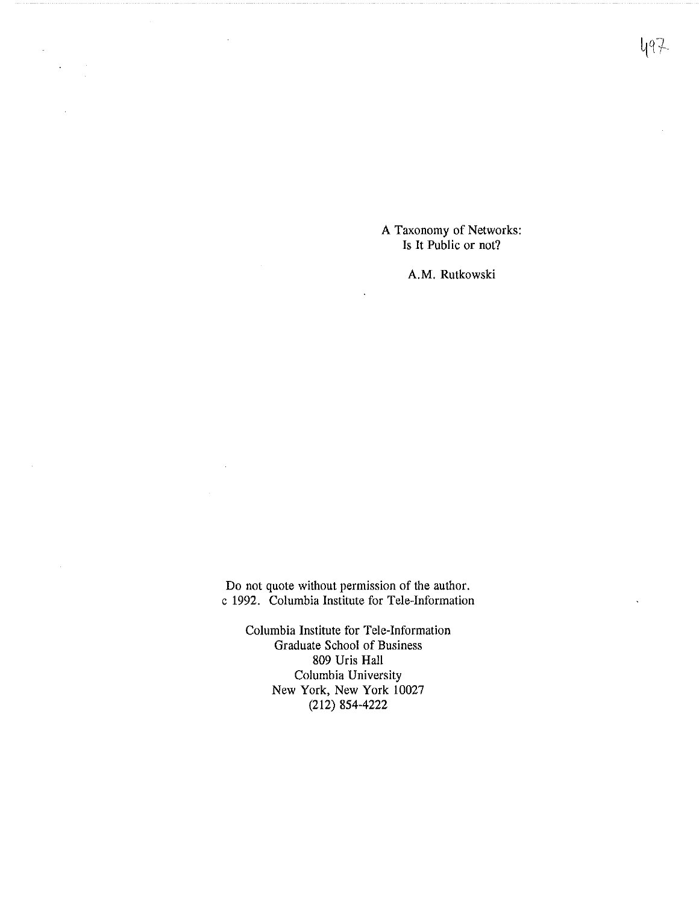# A Taxonomy of Networks:
## Is It Public or not?

A.M. Rutkowski

Do not quote without permission of the author.
c 1992. Columbia Institute for Tele-Information

Columbia Institute for Tele-Information
Graduate School of Business
809 Uris Hall
Columbia University
New York, New York 10027
(212) 854-4222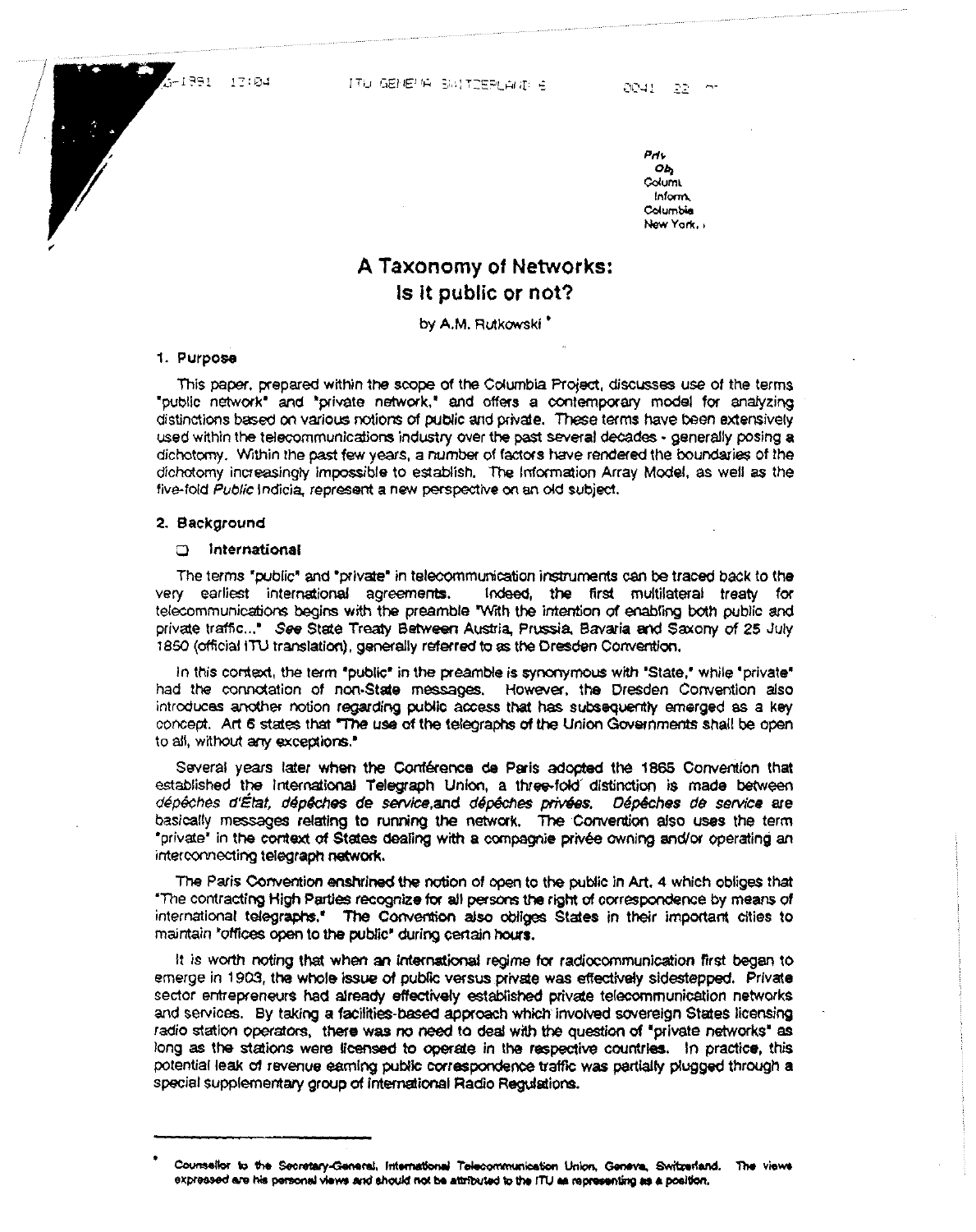# A Taxonomy of Networks: Is it public or not?

by A.M. Rutkowski *

## 1. Purpose

This paper, prepared within the scope of the Columbia Project, discusses use of the terms "public network" and "private network," and offers a contemporary model for analyzing distinctions based on various notions of public and private. These terms have been extensively used within the telecommunications industry over the past several decades - generally posing a dichotomy. Within the past few years, a number of factors have rendered the boundaries of the dichotomy increasingly impossible to establish. The Information Array Model, as well as the five-fold *Public* Indicia, represent a new perspective on an old subject.

## 2. Background

### ❑ International

The terms "public" and "private" in telecommunication instruments can be traced back to the very earliest international agreements. Indeed, the first multilateral treaty for telecommunications begins with the preamble "With the intention of enabling both public and private traffic..." *See* State Treaty Between Austria, Prussia, Bavaria and Saxony of 25 July 1850 (official ITU translation), generally referred to as the Dresden Convention.

In this context, the term "public" in the preamble is synonymous with "State," while "private" had the connotation of non-State messages. However, the Dresden Convention also introduces another notion regarding public access that has subsequently emerged as a key concept. Art 6 states that "The use of the telegraphs of the Union Governments shall be open to all, without any exceptions."

Several years later when the Conférence de Paris adopted the 1865 Convention that established the International Telegraph Union, a three-fold distinction is made between *dépêches d'État, dépêches de service,* and *dépêches privées. Dépêches de service* are basically messages relating to running the network. The Convention also uses the term "private" in the context of States dealing with a compagnie privée owning and/or operating an interconnecting telegraph network.

The Paris Convention enshrined the notion of open to the public in Art. 4 which obliges that "The contracting High Parties recognize for all persons the right of correspondence by means of international telegraphs." The Convention also obliges States in their important cities to maintain "offices open to the public" during certain hours.

It is worth noting that when an international regime for radiocommunication first began to emerge in 1903, the whole issue of public versus private was effectively sidestepped. Private sector entrepreneurs had already effectively established private telecommunication networks and services. By taking a facilities-based approach which involved sovereign States licensing radio station operators, there was no need to deal with the question of "private networks" as long as the stations were licensed to operate in the respective countries. In practice, this potential leak of revenue earning public correspondence traffic was partially plugged through a special supplementary group of international Radio Regulations.

---

* Counsellor to the Secretary-General, International Telecommunication Union, Geneva, Switzerland. The views expressed are his personal views and should not be attributed to the ITU as representing as a position.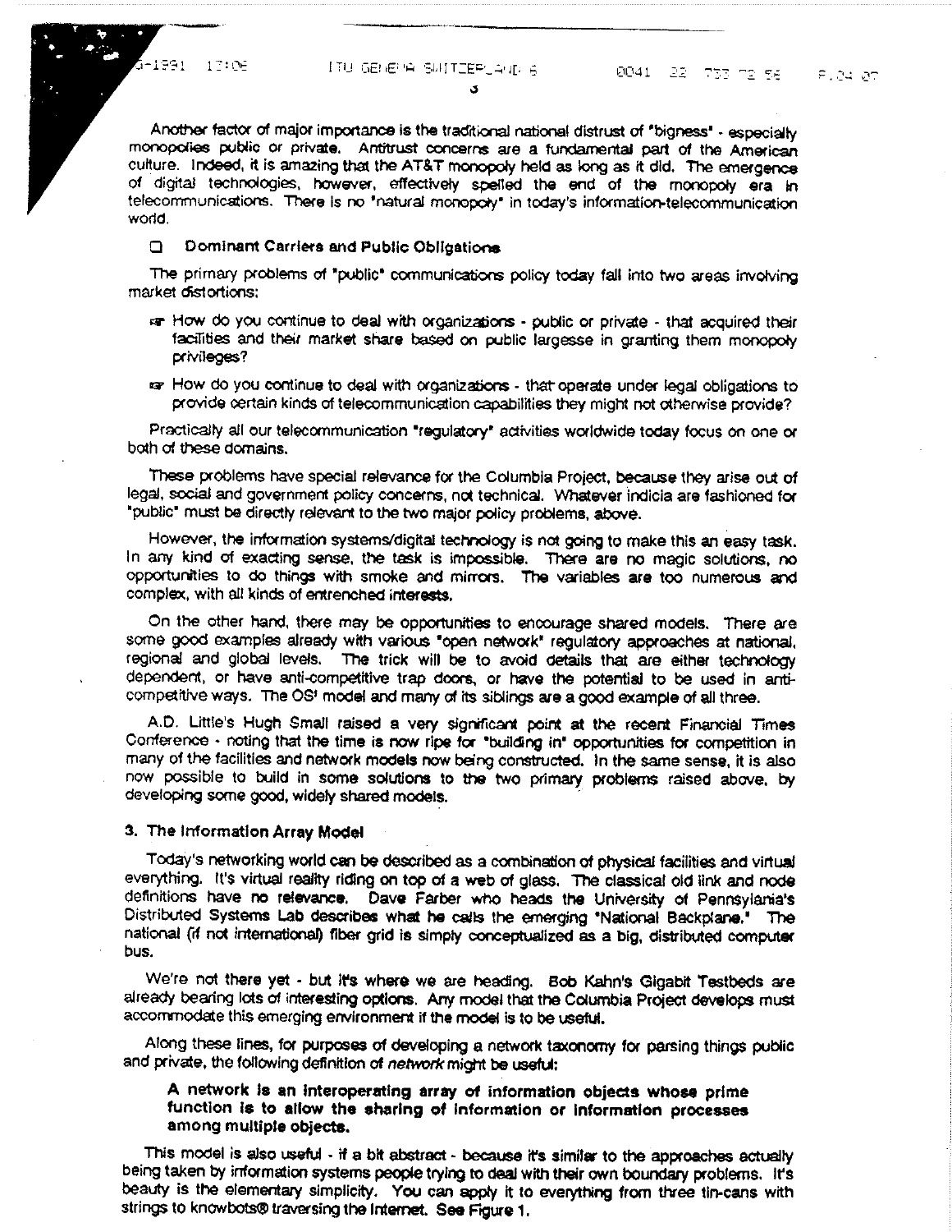Another factor of major importance is the traditional national distrust of "bigness" - especially monopolies public or private. Antitrust concerns are a fundamental part of the American culture. Indeed, it is amazing that the AT&T monopoly held as long as it did. The emergence of digital technologies, however, effectively spelled the end of the monopoly era in telecommunications. There is no "natural monopoly" in today's information-telecommunication world.

### ❑ Dominant Carriers and Public Obligations

The primary problems of "public" communications policy today fall into two areas involving market distortions:

- ☞ How do you continue to deal with organizations - public or private - that acquired their facilities and their market share based on public largesse in granting them monopoly privileges?
- ☞ How do you continue to deal with organizations - that operate under legal obligations to provide certain kinds of telecommunication capabilities they might not otherwise provide?

Practically all our telecommunication "regulatory" activities worldwide today focus on one or both of these domains.

These problems have special relevance for the Columbia Project, because they arise out of legal, social and government policy concerns, not technical. Whatever indicia are fashioned for "public" must be directly relevant to the two major policy problems, above.

However, the information systems/digital technology is not going to make this an easy task. In any kind of exacting sense, the task is impossible. There are no magic solutions, no opportunities to do things with smoke and mirrors. The variables are too numerous and complex, with all kinds of entrenched interests.

On the other hand, there may be opportunities to encourage shared models. There are some good examples already with various "open network" regulatory approaches at national, regional and global levels. The trick will be to avoid details that are either technology dependent, or have anti-competitive trap doors, or have the potential to be used in anti-competitive ways. The OSI model and many of its siblings are a good example of all three.

A.D. Little's Hugh Small raised a very significant point at the recent Financial Times Conference - noting that the time is now ripe for "building in" opportunities for competition in many of the facilities and network models now being constructed. In the same sense, it is also now possible to build in some solutions to the two primary problems raised above, by developing some good, widely shared models.

## 3. The Information Array Model

Today's networking world can be described as a combination of physical facilities and virtual everything. It's virtual reality riding on top of a web of glass. The classical old link and node definitions have no relevance. Dave Farber who heads the University of Pennsylania's Distributed Systems Lab describes what he calls the emerging "National Backplane." The national (if not international) fiber grid is simply conceptualized as a big, distributed computer bus.

We're not there yet - but it's where we are heading. Bob Kahn's Gigabit Testbeds are already bearing lots of interesting options. Any model that the Columbia Project develops must accommodate this emerging environment if the model is to be useful.

Along these lines, for purposes of developing a network taxonomy for parsing things public and private, the following definition of *network* might be useful:

> **A network is an interoperating array of information objects whose prime function is to allow the sharing of information or information processes among multiple objects.**

This model is also useful - if a bit abstract - because it's similar to the approaches actually being taken by information systems people trying to deal with their own boundary problems. It's beauty is the elementary simplicity. You can apply it to everything from three tin-cans with strings to knowbots® traversing the Internet. See Figure 1.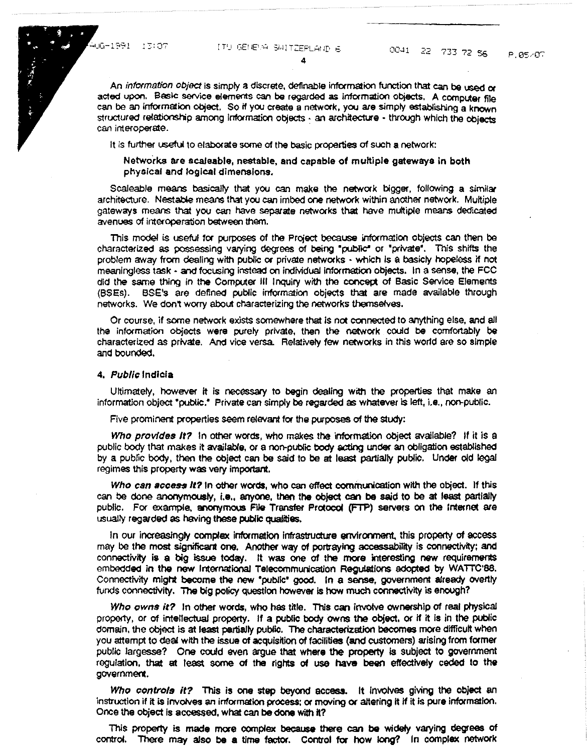An *information object* is simply a discrete, definable information function that can be used or acted upon. Basic service elements can be regarded as information objects. A computer file can be an information object. So if you create a network, you are simply establishing a known structured relationship among information objects - an architecture - through which the objects can interoperate.

It is further useful to elaborate some of the basic properties of such a network:

> **Networks are scaleable, nestable, and capable of multiple gateways in both physical and logical dimensions.**

Scaleable means basically that you can make the network bigger, following a similar architecture. Nestable means that you can imbed one network within another network. Multiple gateways means that you can have separate networks that have multiple means dedicated avenues of interoperation between them.

This model is useful for purposes of the Project because information objects can then be characterized as possessing varying degrees of being "public" or "private". This shifts the problem away from dealing with public or private networks - which is a basicly hopeless if not meaningless task - and focusing instead on individual information objects. In a sense, the FCC did the same thing in the Computer III Inquiry with the concept of Basic Service Elements (BSEs). BSE's are defined public information objects that are made available through networks. We don't worry about characterizing the networks themselves.

Or course, if some network exists somewhere that is not connected to anything else, and all the information objects were purely private, then the network could be comfortably be characterized as private. And vice versa. Relatively few networks in this world are so simple and bounded.

## 4. *Public* Indicia

Ultimately, however it is necessary to begin dealing with the properties that make an information object "public." Private can simply be regarded as whatever is left, i.e., non-public.

Five prominent properties seem relevant for the purposes of the study:

***Who provides it?*** In other words, who makes the information object available? If it is a public body that makes it available, or a non-public body acting under an obligation established by a public body, then the object can be said to be at least partially public. Under old legal regimes this property was very important.

***Who can access it?*** In other words, who can effect communication with the object. If this can be done anonymously, i.e., anyone, then the object can be said to be at least partially public. For example, anonymous File Transfer Protocol (FTP) servers on the Internet are usually regarded as having these public qualities.

In our increasingly complex information infrastructure environment, this property of access may be the most significant one. Another way of portraying accessability is connectivity; and connectivity is a big issue today. It was one of the more interesting new requirements embedded in the new International Telecommunication Regulations adopted by WATTC'88. Connectivity might become the new "public" good. In a sense, government already overtly funds connectivity. The big policy question however is how much connectivity is enough?

***Who owns it?*** In other words, who has title. This can involve ownership of real physical property, or of intellectual property. If a public body owns the object, or if it is in the public domain, the object is at least partially public. The characterization becomes more difficult when you attempt to deal with the issue of acquisition of facilities (and customers) arising from former public largesse? One could even argue that where the property is subject to government regulation, that at least some of the rights of use have been effectively ceded to the government.

***Who controls it?*** This is one step beyond access. It involves giving the object an instruction if it is involves an information process; or moving or altering it if it is pure information. Once the object is accessed, what can be done with it?

This property is made more complex because there can be widely varying degrees of control. There may also be a time factor. Control for how long? In complex network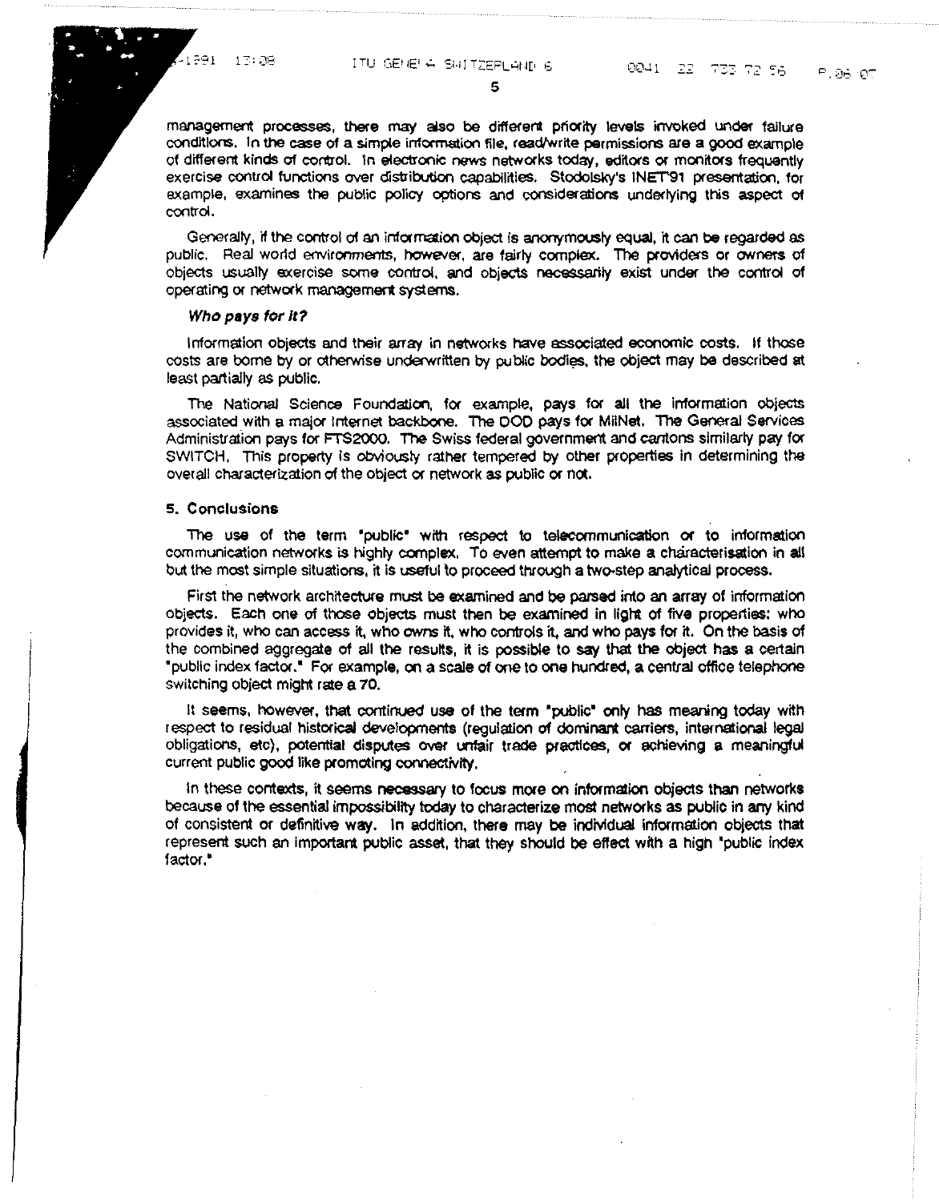management processes, there may also be different priority levels invoked under failure conditions. In the case of a simple information file, read/write permissions are a good example of different kinds of control. In electronic news networks today, editors or monitors frequently exercise control functions over distribution capabilities. Stodolsky's INET'91 presentation, for example, examines the public policy options and considerations underlying this aspect of control.

Generally, if the control of an information object is anonymously equal, it can be regarded as public. Real world environments, however, are fairly complex. The providers or owners of objects usually exercise some control, and objects necessarily exist under the control of operating or network management systems.

### *Who pays for it?*

Information objects and their array in networks have associated economic costs. If those costs are borne by or otherwise underwritten by public bodies, the object may be described at least partially as public.

The National Science Foundation, for example, pays for all the information objects associated with a major Internet backbone. The DOD pays for MilNet. The General Services Administration pays for FTS2000. The Swiss federal government and cantons similarly pay for SWITCH. This property is obviously rather tempered by other properties in determining the overall characterization of the object or network as public or not.

## 5. Conclusions

The use of the term "public" with respect to telecommunication or to information communication networks is highly complex. To even attempt to make a characterisation in all but the most simple situations, it is useful to proceed through a two-step analytical process.

First the network architecture must be examined and be parsed into an array of information objects. Each one of those objects must then be examined in light of five properties: who provides it, who can access it, who owns it, who controls it, and who pays for it. On the basis of the combined aggregate of all the results, it is possible to say that the object has a certain "public index factor." For example, on a scale of one to one hundred, a central office telephone switching object might rate a 70.

It seems, however, that continued use of the term "public" only has meaning today with respect to residual historical developments (regulation of dominant carriers, international legal obligations, etc), potential disputes over unfair trade practices, or achieving a meaningful current public good like promoting connectivity.

In these contexts, it seems necessary to focus more on information objects than networks because of the essential impossibility today to characterize most networks as public in any kind of consistent or definitive way. In addition, there may be individual information objects that represent such an important public asset, that they should be effect with a high "public index factor."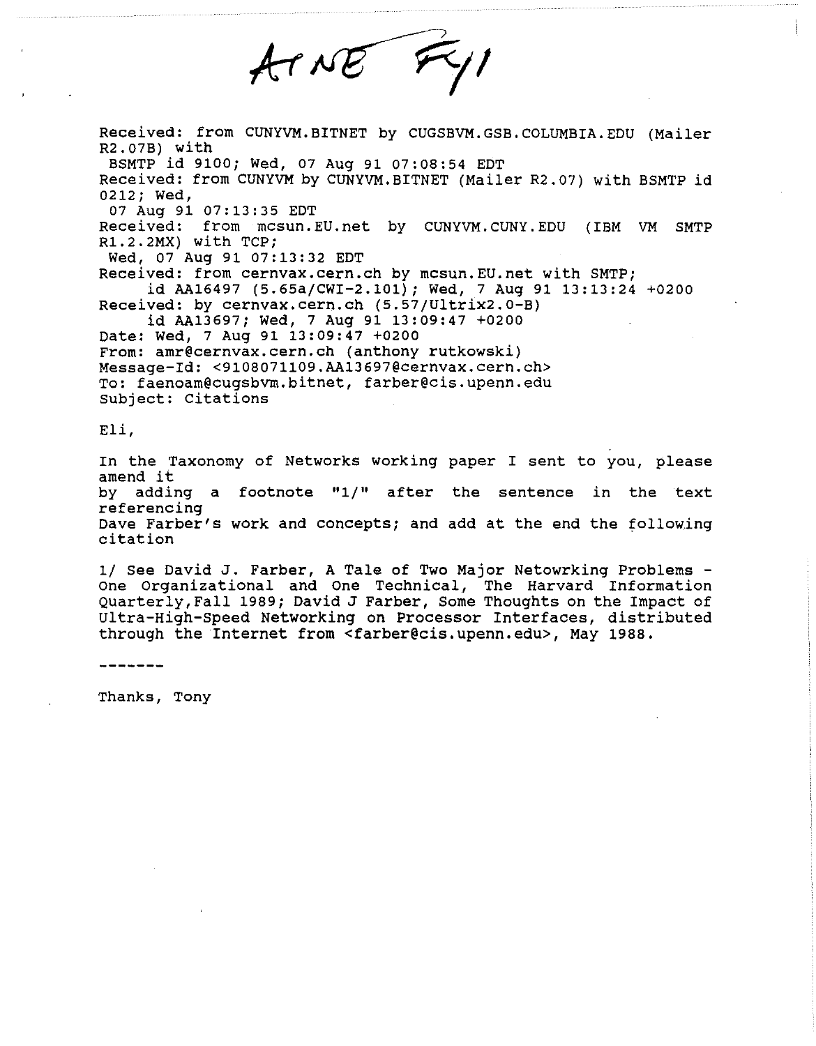AINE FYI

```
Received: from CUNYVM.BITNET by CUGSBVM.GSB.COLUMBIA.EDU (Mailer
R2.07B) with
 BSMTP id 9100; Wed, 07 Aug 91 07:08:54 EDT
Received: from CUNYVM by CUNYVM.BITNET (Mailer R2.07) with BSMTP id
0212; Wed,
 07 Aug 91 07:13:35 EDT
Received: from mcsun.EU.net by CUNYVM.CUNY.EDU (IBM VM SMTP
R1.2.2MX) with TCP;
 Wed, 07 Aug 91 07:13:32 EDT
Received: from cernvax.cern.ch by mcsun.EU.net with SMTP;
     id AA16497 (5.65a/CWI-2.101); Wed, 7 Aug 91 13:13:24 +0200
Received: by cernvax.cern.ch (5.57/Ultrix2.0-B)
     id AA13697; Wed, 7 Aug 91 13:09:47 +0200
Date: Wed, 7 Aug 91 13:09:47 +0200
From: amr@cernvax.cern.ch (anthony rutkowski)
Message-Id: <9108071109.AA13697@cernvax.cern.ch>
To: faenoam@cugsbvm.bitnet, farber@cis.upenn.edu
Subject: Citations
```

Eli,

In the Taxonomy of Networks working paper I sent to you, please amend it by adding a footnote "1/" after the sentence in the text referencing Dave Farber's work and concepts; and add at the end the following citation

1/ See David J. Farber, A Tale of Two Major Netowrking Problems - One Organizational and One Technical, The Harvard Information Quarterly,Fall 1989; David J Farber, Some Thoughts on the Impact of Ultra-High-Speed Networking on Processor Interfaces, distributed through the Internet from <farber@cis.upenn.edu>, May 1988.

-------

Thanks, Tony